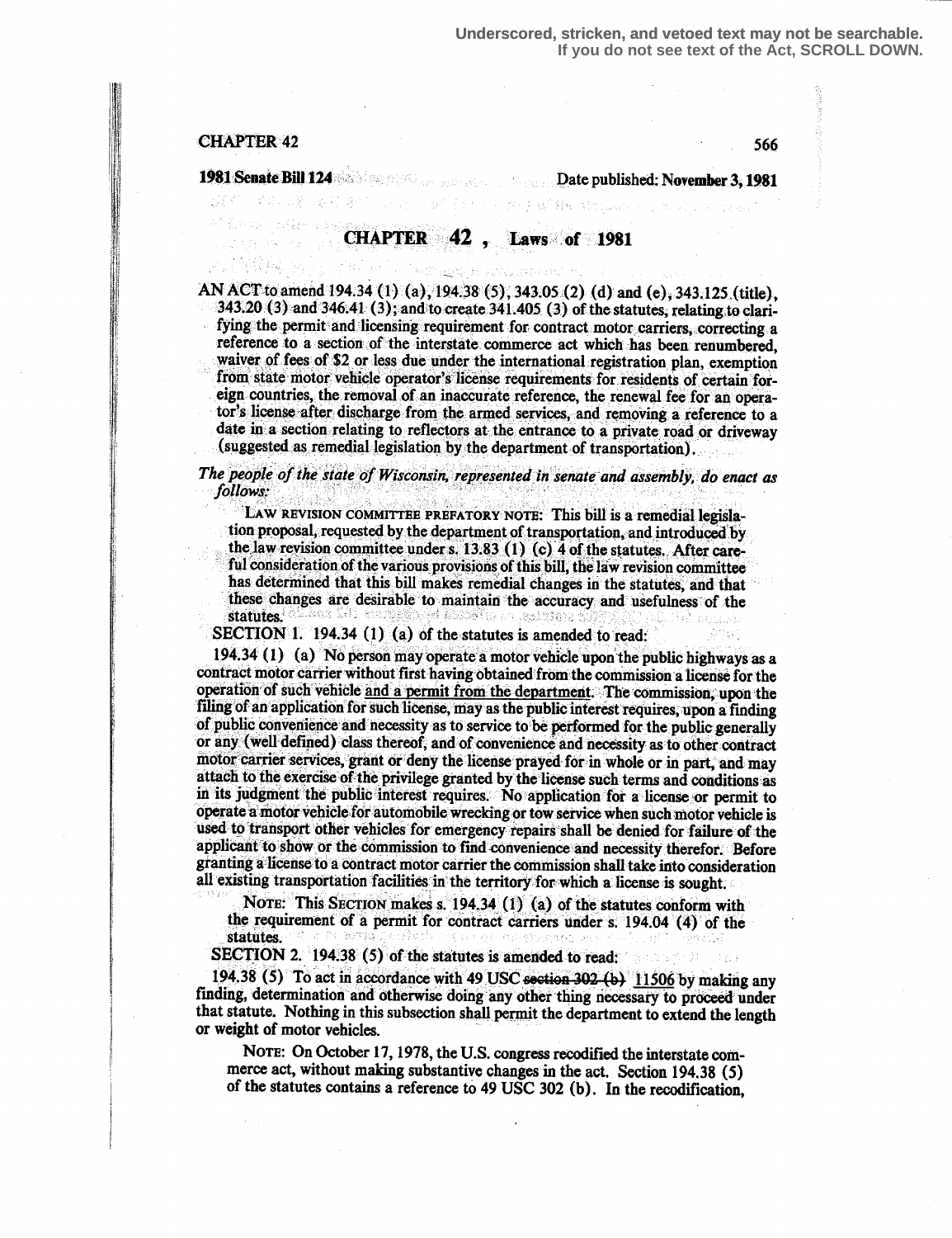Underscored, stricken, and vetoed text may not be searchable.
If you do not see text of the Act, SCROLL DOWN.

CHAPTER 42

**1981 Senate Bill 124** Date published: **November 3, 1981**

# CHAPTER 42 , Laws of 1981

AN ACT to amend 194.34 (1) (a), 194.38 (5), 343.05 (2) (d) and (e), 343.125 (title), 343.20 (3) and 346.41 (3); and to create 341.405 (3) of the statutes, relating to clarifying the permit and licensing requirement for contract motor carriers, correcting a reference to a section of the interstate commerce act which has been renumbered, waiver of fees of $2 or less due under the international registration plan, exemption from state motor vehicle operator's license requirements for residents of certain foreign countries, the removal of an inaccurate reference, the renewal fee for an operator's license after discharge from the armed services, and removing a reference to a date in a section relating to reflectors at the entrance to a private road or driveway (suggested as remedial legislation by the department of transportation).

*The people of the state of Wisconsin, represented in senate and assembly, do enact as follows:*

LAW REVISION COMMITTEE PREFATORY NOTE: This bill is a remedial legislation proposal, requested by the department of transportation, and introduced by the law revision committee under s. 13.83 (1) (c) 4 of the statutes. After careful consideration of the various provisions of this bill, the law revision committee has determined that this bill makes remedial changes in the statutes, and that these changes are desirable to maintain the accuracy and usefulness of the statutes.

SECTION 1. 194.34 (1) (a) of the statutes is amended to read:

194.34 (1) (a) No person may operate a motor vehicle upon the public highways as a contract motor carrier without first having obtained from the commission a license for the operation of such vehicle <u>and a permit from the department</u>. The commission, upon the filing of an application for such license, may as the public interest requires, upon a finding of public convenience and necessity as to service to be performed for the public generally or any (well defined) class thereof, and of convenience and necessity as to other contract motor carrier services, grant or deny the license prayed for in whole or in part, and may attach to the exercise of the privilege granted by the license such terms and conditions as in its judgment the public interest requires. No application for a license or permit to operate a motor vehicle for automobile wrecking or tow service when such motor vehicle is used to transport other vehicles for emergency repairs shall be denied for failure of the applicant to show or the commission to find convenience and necessity therefor. Before granting a license to a contract motor carrier the commission shall take into consideration all existing transportation facilities in the territory for which a license is sought.

NOTE: This SECTION makes s. 194.34 (1) (a) of the statutes conform with the requirement of a permit for contract carriers under s. 194.04 (4) of the statutes.

SECTION 2. 194.38 (5) of the statutes is amended to read:

194.38 (5) To act in accordance with 49 USC ~~section 302 (b)~~ <u>11506</u> by making any finding, determination and otherwise doing any other thing necessary to proceed under that statute. Nothing in this subsection shall permit the department to extend the length or weight of motor vehicles.

NOTE: On October 17, 1978, the U.S. congress recodified the interstate commerce act, without making substantive changes in the act. Section 194.38 (5) of the statutes contains a reference to 49 USC 302 (b). In the recodification,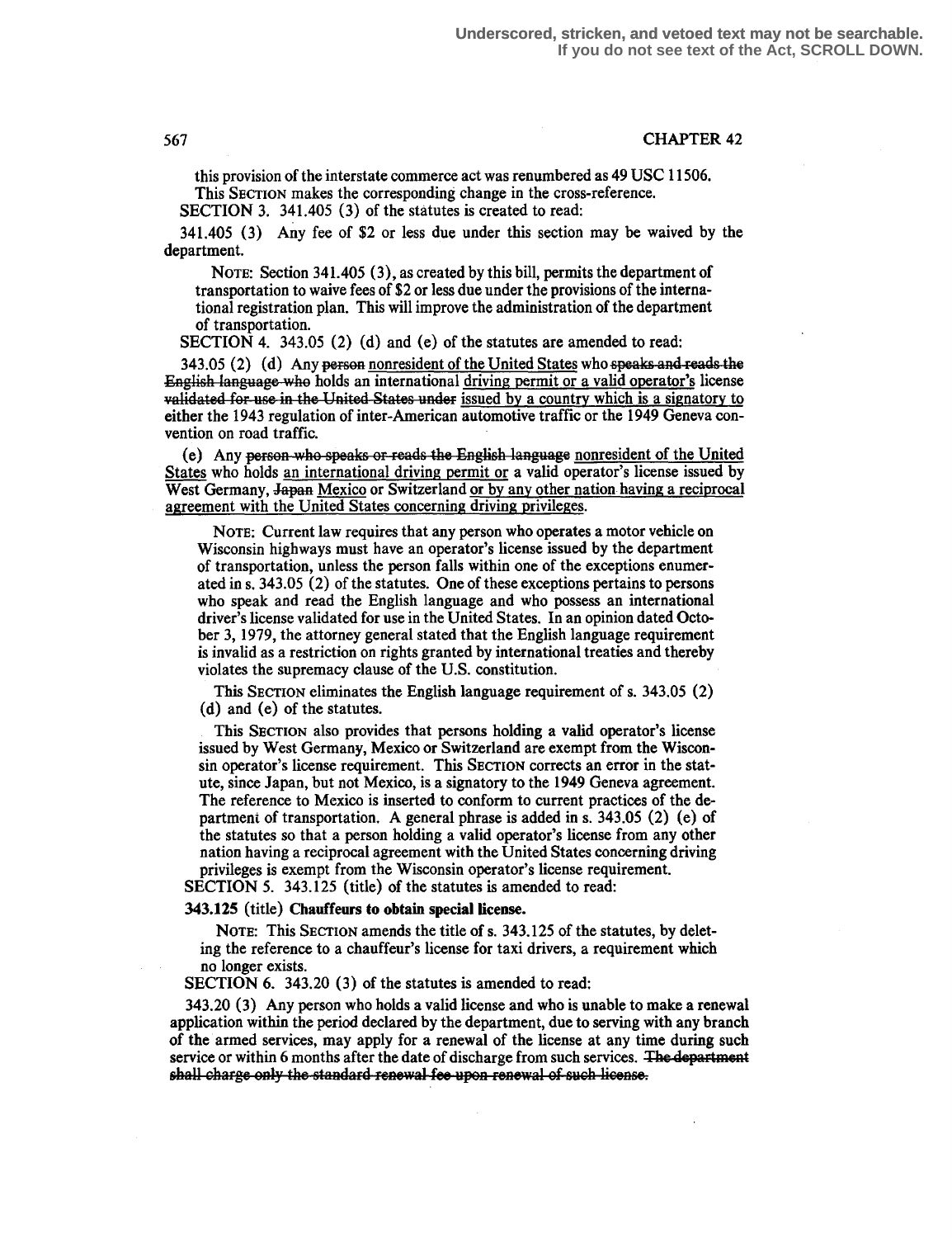this provision of the interstate commerce act was renumbered as 49 USC 11506. This SECTION makes the corresponding change in the cross-reference.

SECTION 3. 341.405 (3) of the statutes is created to read:

341.405 (3) Any fee of $2 or less due under this section may be waived by the department.

> NOTE: Section 341.405 (3), as created by this bill, permits the department of transportation to waive fees of $2 or less due under the provisions of the international registration plan. This will improve the administration of the department of transportation.

SECTION 4. 343.05 (2) (d) and (e) of the statutes are amended to read:

343.05 (2) (d) Any ~~person~~ nonresident of the United States who ~~speaks and reads the English language who~~ holds an international driving permit or a valid operator's license ~~validated for use in the United States under~~ issued by a country which is a signatory to either the 1943 regulation of inter-American automotive traffic or the 1949 Geneva convention on road traffic.

(e) Any ~~person who speaks or reads the English language~~ nonresident of the United States who holds an international driving permit or a valid operator's license issued by West Germany, ~~Japan~~ Mexico or Switzerland or by any other nation having a reciprocal agreement with the United States concerning driving privileges.

> NOTE: Current law requires that any person who operates a motor vehicle on Wisconsin highways must have an operator's license issued by the department of transportation, unless the person falls within one of the exceptions enumerated in s. 343.05 (2) of the statutes. One of these exceptions pertains to persons who speak and read the English language and who possess an international driver's license validated for use in the United States. In an opinion dated October 3, 1979, the attorney general stated that the English language requirement is invalid as a restriction on rights granted by international treaties and thereby violates the supremacy clause of the U.S. constitution.
>
> This SECTION eliminates the English language requirement of s. 343.05 (2) (d) and (e) of the statutes.
>
> This SECTION also provides that persons holding a valid operator's license issued by West Germany, Mexico or Switzerland are exempt from the Wisconsin operator's license requirement. This SECTION corrects an error in the statute, since Japan, but not Mexico, is a signatory to the 1949 Geneva agreement. The reference to Mexico is inserted to conform to current practices of the department of transportation. A general phrase is added in s. 343.05 (2) (e) of the statutes so that a person holding a valid operator's license from any other nation having a reciprocal agreement with the United States concerning driving privileges is exempt from the Wisconsin operator's license requirement.

SECTION 5. 343.125 (title) of the statutes is amended to read:

**343.125 (title) Chauffeurs to obtain special license.**

> NOTE: This SECTION amends the title of s. 343.125 of the statutes, by deleting the reference to a chauffeur's license for taxi drivers, a requirement which no longer exists.

SECTION 6. 343.20 (3) of the statutes is amended to read:

343.20 (3) Any person who holds a valid license and who is unable to make a renewal application within the period declared by the department, due to serving with any branch of the armed services, may apply for a renewal of the license at any time during such service or within 6 months after the date of discharge from such services. ~~The department shall charge only the standard renewal fee upon renewal of such license.~~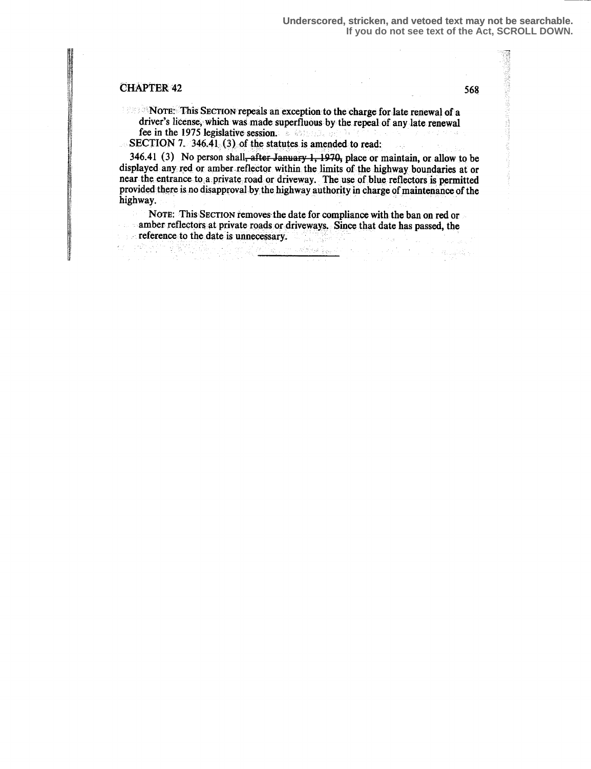Underscored, stricken, and vetoed text may not be searchable.
If you do not see text of the Act, SCROLL DOWN.

NOTE: This SECTION repeals an exception to the charge for late renewal of a driver's license, which was made superfluous by the repeal of any late renewal fee in the 1975 legislative session.

SECTION 7. 346.41 (3) of the statutes is amended to read:

346.41 (3) No person shall~~, after January 1, 1970,~~ place or maintain, or allow to be displayed any red or amber reflector within the limits of the highway boundaries at or near the entrance to a private road or driveway. The use of blue reflectors is permitted provided there is no disapproval by the highway authority in charge of maintenance of the highway.

NOTE: This SECTION removes the date for compliance with the ban on red or amber reflectors at private roads or driveways. Since that date has passed, the reference to the date is unnecessary.